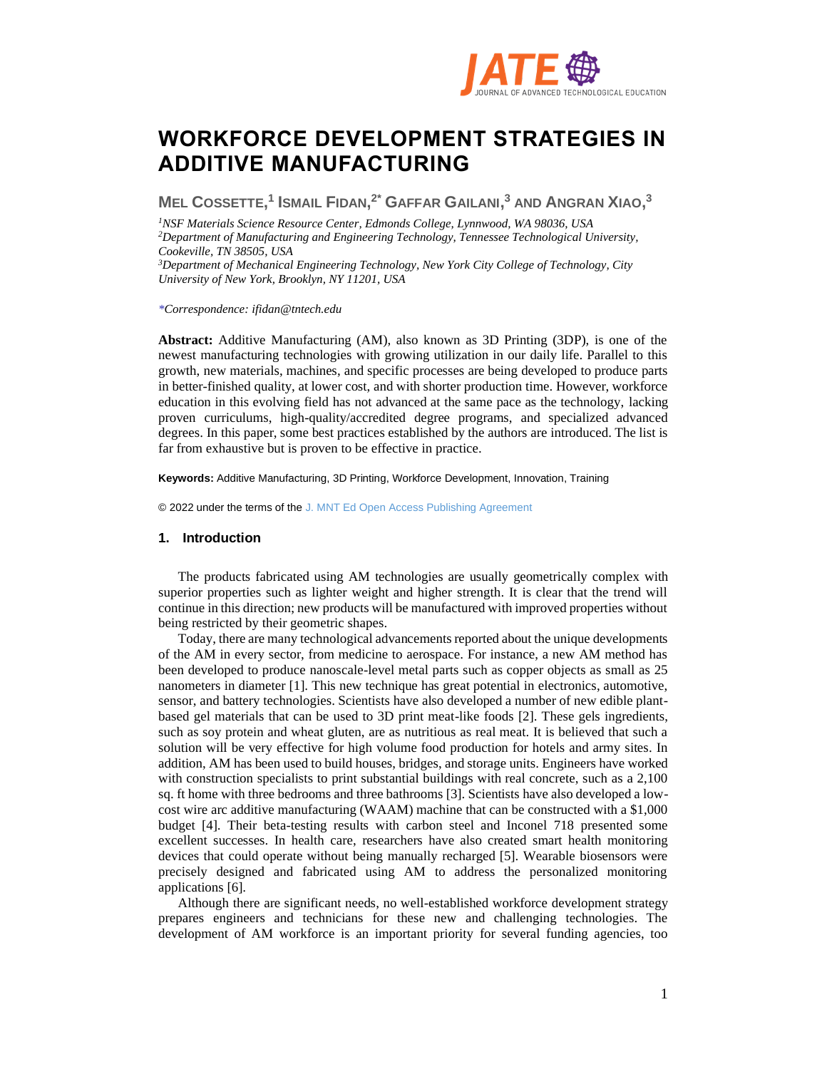# WORKFORCE DEVELOPMENT STRATEGIES IN ADDITIVE MANUFACTURING

**MEL COSSETTE,[1] ISMAIL FIDAN,[2*] GAFFAR GAILANI,[3] AND ANGRAN XIAO,[3]**

*[1]NSF Materials Science Resource Center, Edmonds College, Lynnwood, WA 98036, USA*
*[2]Department of Manufacturing and Engineering Technology, Tennessee Technological University, Cookeville, TN 38505, USA*
*[3]Department of Mechanical Engineering Technology, New York City College of Technology, City University of New York, Brooklyn, NY 11201, USA*

*\*Correspondence: ifidan@tntech.edu*

**Abstract:** Additive Manufacturing (AM), also known as 3D Printing (3DP), is one of the newest manufacturing technologies with growing utilization in our daily life. Parallel to this growth, new materials, machines, and specific processes are being developed to produce parts in better-finished quality, at lower cost, and with shorter production time. However, workforce education in this evolving field has not advanced at the same pace as the technology, lacking proven curriculums, high-quality/accredited degree programs, and specialized advanced degrees. In this paper, some best practices established by the authors are introduced. The list is far from exhaustive but is proven to be effective in practice.

**Keywords:** Additive Manufacturing, 3D Printing, Workforce Development, Innovation, Training

© 2022 under the terms of the J. MNT Ed Open Access Publishing Agreement

## 1. Introduction

The products fabricated using AM technologies are usually geometrically complex with superior properties such as lighter weight and higher strength. It is clear that the trend will continue in this direction; new products will be manufactured with improved properties without being restricted by their geometric shapes.

Today, there are many technological advancements reported about the unique developments of the AM in every sector, from medicine to aerospace. For instance, a new AM method has been developed to produce nanoscale-level metal parts such as copper objects as small as 25 nanometers in diameter [1]. This new technique has great potential in electronics, automotive, sensor, and battery technologies. Scientists have also developed a number of new edible plant-based gel materials that can be used to 3D print meat-like foods [2]. These gels ingredients, such as soy protein and wheat gluten, are as nutritious as real meat. It is believed that such a solution will be very effective for high volume food production for hotels and army sites. In addition, AM has been used to build houses, bridges, and storage units. Engineers have worked with construction specialists to print substantial buildings with real concrete, such as a 2,100 sq. ft home with three bedrooms and three bathrooms [3]. Scientists have also developed a low-cost wire arc additive manufacturing (WAAM) machine that can be constructed with a $1,000 budget [4]. Their beta-testing results with carbon steel and Inconel 718 presented some excellent successes. In health care, researchers have also created smart health monitoring devices that could operate without being manually recharged [5]. Wearable biosensors were precisely designed and fabricated using AM to address the personalized monitoring applications [6].

Although there are significant needs, no well-established workforce development strategy prepares engineers and technicians for these new and challenging technologies. The development of AM workforce is an important priority for several funding agencies, too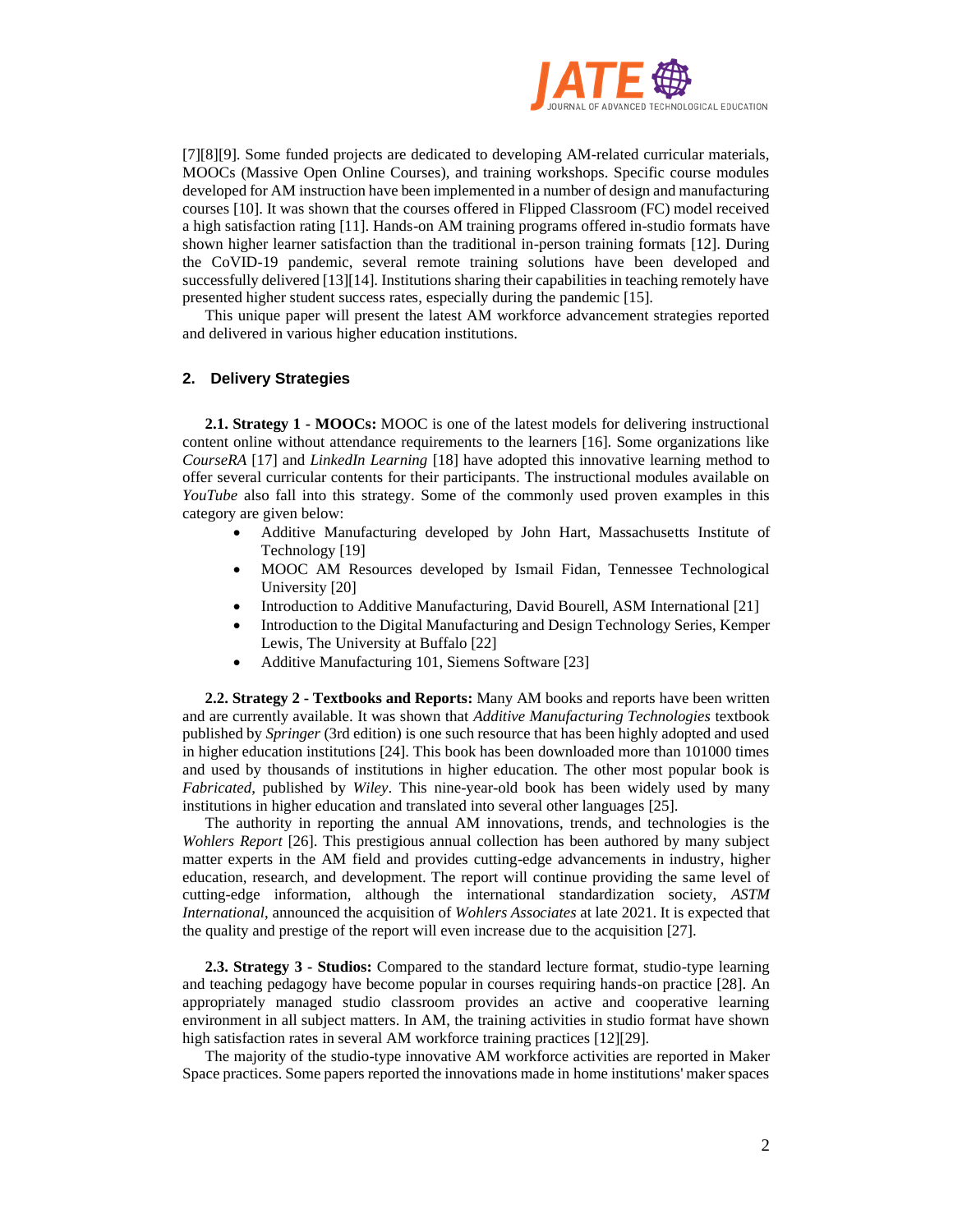[7][8][9]. Some funded projects are dedicated to developing AM-related curricular materials, MOOCs (Massive Open Online Courses), and training workshops. Specific course modules developed for AM instruction have been implemented in a number of design and manufacturing courses [10]. It was shown that the courses offered in Flipped Classroom (FC) model received a high satisfaction rating [11]. Hands-on AM training programs offered in-studio formats have shown higher learner satisfaction than the traditional in-person training formats [12]. During the CoVID-19 pandemic, several remote training solutions have been developed and successfully delivered [13][14]. Institutions sharing their capabilities in teaching remotely have presented higher student success rates, especially during the pandemic [15].

This unique paper will present the latest AM workforce advancement strategies reported and delivered in various higher education institutions.

## 2. Delivery Strategies

**2.1. Strategy 1 - MOOCs:** MOOC is one of the latest models for delivering instructional content online without attendance requirements to the learners [16]. Some organizations like *CourseRA* [17] and *LinkedIn Learning* [18] have adopted this innovative learning method to offer several curricular contents for their participants. The instructional modules available on *YouTube* also fall into this strategy. Some of the commonly used proven examples in this category are given below:

- Additive Manufacturing developed by John Hart, Massachusetts Institute of Technology [19]
- MOOC AM Resources developed by Ismail Fidan, Tennessee Technological University [20]
- Introduction to Additive Manufacturing, David Bourell, ASM International [21]
- Introduction to the Digital Manufacturing and Design Technology Series, Kemper Lewis, The University at Buffalo [22]
- Additive Manufacturing 101, Siemens Software [23]

**2.2. Strategy 2 - Textbooks and Reports:** Many AM books and reports have been written and are currently available. It was shown that *Additive Manufacturing Technologies* textbook published by *Springer* (3rd edition) is one such resource that has been highly adopted and used in higher education institutions [24]. This book has been downloaded more than 101000 times and used by thousands of institutions in higher education. The other most popular book is *Fabricated*, published by *Wiley*. This nine-year-old book has been widely used by many institutions in higher education and translated into several other languages [25].

The authority in reporting the annual AM innovations, trends, and technologies is the *Wohlers Report* [26]. This prestigious annual collection has been authored by many subject matter experts in the AM field and provides cutting-edge advancements in industry, higher education, research, and development. The report will continue providing the same level of cutting-edge information, although the international standardization society, *ASTM International*, announced the acquisition of *Wohlers Associates* at late 2021. It is expected that the quality and prestige of the report will even increase due to the acquisition [27].

**2.3. Strategy 3 - Studios:** Compared to the standard lecture format, studio-type learning and teaching pedagogy have become popular in courses requiring hands-on practice [28]. An appropriately managed studio classroom provides an active and cooperative learning environment in all subject matters. In AM, the training activities in studio format have shown high satisfaction rates in several AM workforce training practices [12][29].

The majority of the studio-type innovative AM workforce activities are reported in Maker Space practices. Some papers reported the innovations made in home institutions' maker spaces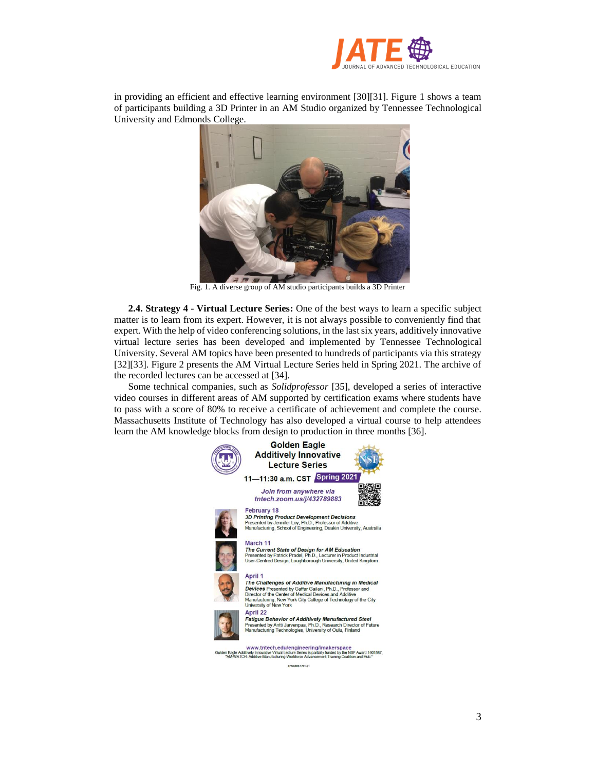in providing an efficient and effective learning environment [30][31]. Figure 1 shows a team of participants building a 3D Printer in an AM Studio organized by Tennessee Technological University and Edmonds College.

Fig. 1. A diverse group of AM studio participants builds a 3D Printer

**2.4. Strategy 4 - Virtual Lecture Series:** One of the best ways to learn a specific subject matter is to learn from its expert. However, it is not always possible to conveniently find that expert. With the help of video conferencing solutions, in the last six years, additively innovative virtual lecture series has been developed and implemented by Tennessee Technological University. Several AM topics have been presented to hundreds of participants via this strategy [32][33]. Figure 2 presents the AM Virtual Lecture Series held in Spring 2021. The archive of the recorded lectures can be accessed at [34].

Some technical companies, such as *Solidprofessor* [35], developed a series of interactive video courses in different areas of AM supported by certification exams where students have to pass with a score of 80% to receive a certificate of achievement and complete the course. Massachusetts Institute of Technology has also developed a virtual course to help attendees learn the AM knowledge blocks from design to production in three months [36].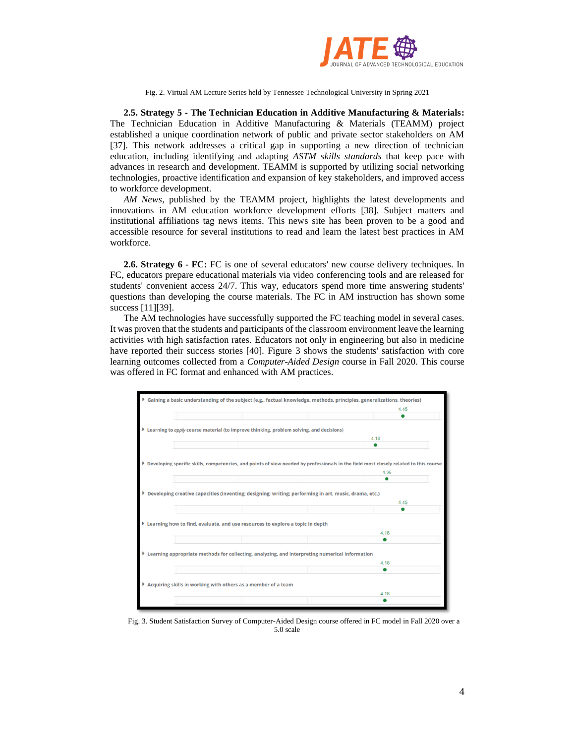Fig. 2. Virtual AM Lecture Series held by Tennessee Technological University in Spring 2021

**2.5. Strategy 5 - The Technician Education in Additive Manufacturing & Materials:** The Technician Education in Additive Manufacturing & Materials (TEAMM) project established a unique coordination network of public and private sector stakeholders on AM [37]. This network addresses a critical gap in supporting a new direction of technician education, including identifying and adapting *ASTM skills standards* that keep pace with advances in research and development. TEAMM is supported by utilizing social networking technologies, proactive identification and expansion of key stakeholders, and improved access to workforce development.

*AM News*, published by the TEAMM project, highlights the latest developments and innovations in AM education workforce development efforts [38]. Subject matters and institutional affiliations tag news items. This news site has been proven to be a good and accessible resource for several institutions to read and learn the latest best practices in AM workforce.

**2.6. Strategy 6 - FC:** FC is one of several educators' new course delivery techniques. In FC, educators prepare educational materials via video conferencing tools and are released for students' convenient access 24/7. This way, educators spend more time answering students' questions than developing the course materials. The FC in AM instruction has shown some success [11][39].

The AM technologies have successfully supported the FC teaching model in several cases. It was proven that the students and participants of the classroom environment leave the learning activities with high satisfaction rates. Educators not only in engineering but also in medicine have reported their success stories [40]. Figure 3 shows the students' satisfaction with core learning outcomes collected from a *Computer-Aided Design* course in Fall 2020. This course was offered in FC format and enhanced with AM practices.

| Learning outcome | Score |
| --- | --- |
| Gaining a basic understanding of the subject (e.g., factual knowledge, methods, principles, generalizations, theories) | 4.45 |
| Learning to *apply* course material (to improve thinking, problem solving, and decisions) | 4.18 |
| Developing specific skills, competencies, and points of view needed by professionals in the field most closely related to this course | 4.36 |
| Developing creative capacities (inventing; designing; writing; performing in art, music, drama, etc.) | 4.45 |
| Learning how to find, evaluate, and use resources to explore a topic in depth | 4.18 |
| Learning appropriate methods for collecting, analyzing, and interpreting numerical information | 4.18 |
| Acquiring skills in working with others as a member of a team | 4.18 |

Fig. 3. Student Satisfaction Survey of Computer-Aided Design course offered in FC model in Fall 2020 over a 5.0 scale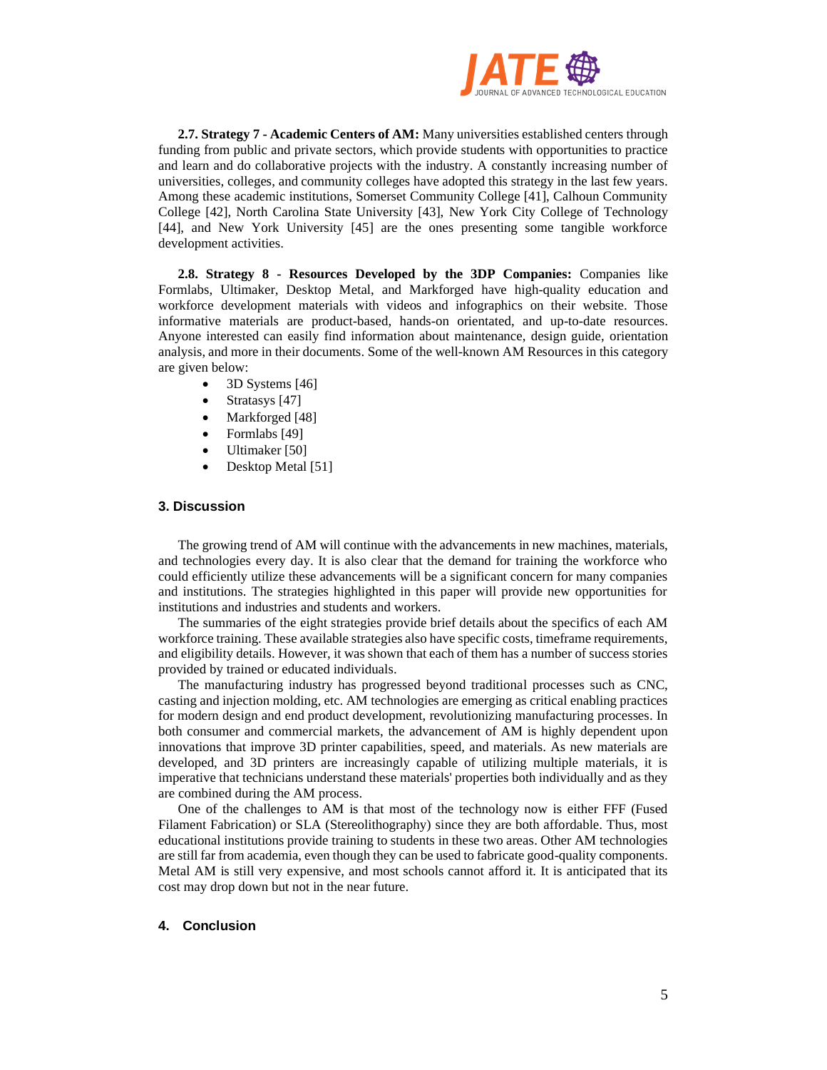**2.7. Strategy 7 - Academic Centers of AM:** Many universities established centers through funding from public and private sectors, which provide students with opportunities to practice and learn and do collaborative projects with the industry. A constantly increasing number of universities, colleges, and community colleges have adopted this strategy in the last few years. Among these academic institutions, Somerset Community College [41], Calhoun Community College [42], North Carolina State University [43], New York City College of Technology [44], and New York University [45] are the ones presenting some tangible workforce development activities.

**2.8. Strategy 8 - Resources Developed by the 3DP Companies:** Companies like Formlabs, Ultimaker, Desktop Metal, and Markforged have high-quality education and workforce development materials with videos and infographics on their website. Those informative materials are product-based, hands-on orientated, and up-to-date resources. Anyone interested can easily find information about maintenance, design guide, orientation analysis, and more in their documents. Some of the well-known AM Resources in this category are given below:

- 3D Systems [46]
- Stratasys [47]
- Markforged [48]
- Formlabs [49]
- Ultimaker [50]
- Desktop Metal [51]

## 3. Discussion

The growing trend of AM will continue with the advancements in new machines, materials, and technologies every day. It is also clear that the demand for training the workforce who could efficiently utilize these advancements will be a significant concern for many companies and institutions. The strategies highlighted in this paper will provide new opportunities for institutions and industries and students and workers.

The summaries of the eight strategies provide brief details about the specifics of each AM workforce training. These available strategies also have specific costs, timeframe requirements, and eligibility details. However, it was shown that each of them has a number of success stories provided by trained or educated individuals.

The manufacturing industry has progressed beyond traditional processes such as CNC, casting and injection molding, etc. AM technologies are emerging as critical enabling practices for modern design and end product development, revolutionizing manufacturing processes. In both consumer and commercial markets, the advancement of AM is highly dependent upon innovations that improve 3D printer capabilities, speed, and materials. As new materials are developed, and 3D printers are increasingly capable of utilizing multiple materials, it is imperative that technicians understand these materials' properties both individually and as they are combined during the AM process.

One of the challenges to AM is that most of the technology now is either FFF (Fused Filament Fabrication) or SLA (Stereolithography) since they are both affordable. Thus, most educational institutions provide training to students in these two areas. Other AM technologies are still far from academia, even though they can be used to fabricate good-quality components. Metal AM is still very expensive, and most schools cannot afford it. It is anticipated that its cost may drop down but not in the near future.

## 4. Conclusion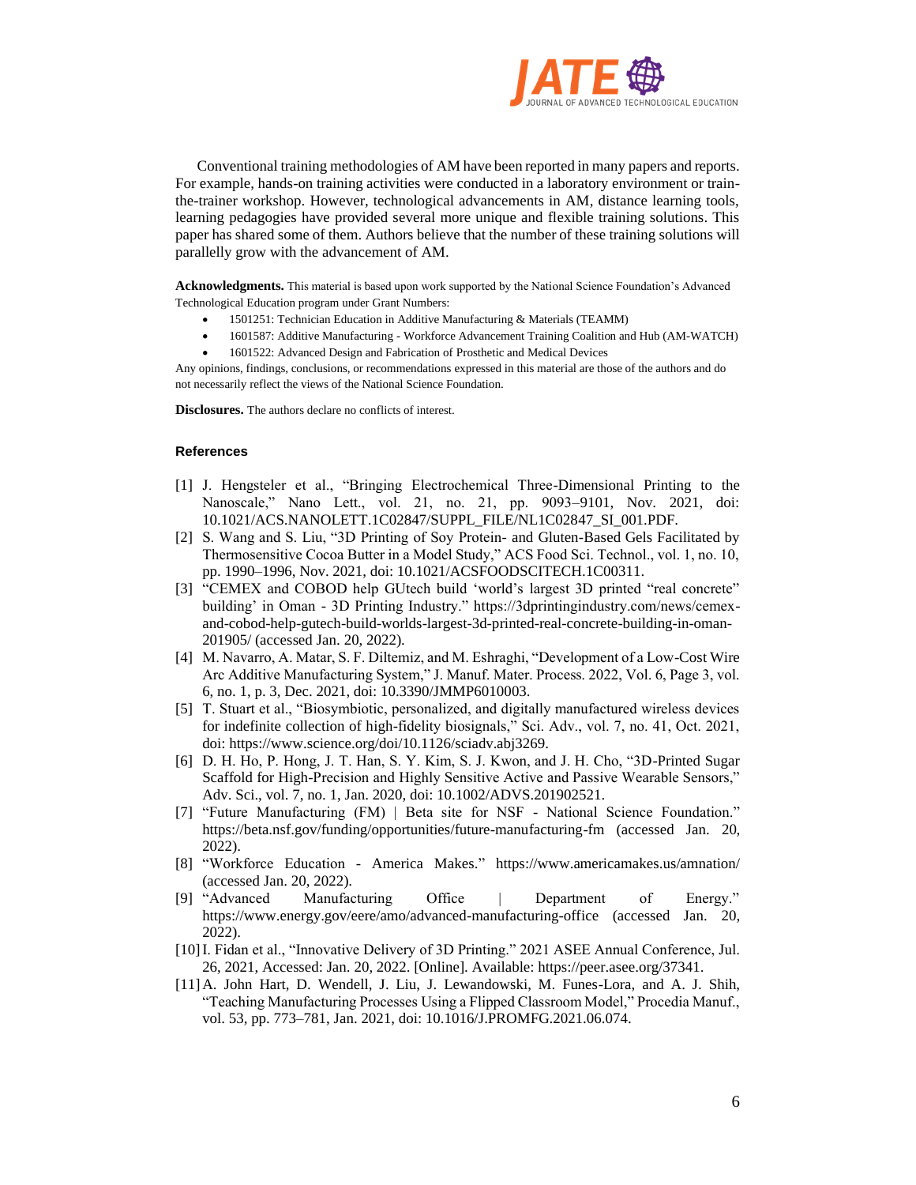Conventional training methodologies of AM have been reported in many papers and reports. For example, hands-on training activities were conducted in a laboratory environment or train-the-trainer workshop. However, technological advancements in AM, distance learning tools, learning pedagogies have provided several more unique and flexible training solutions. This paper has shared some of them. Authors believe that the number of these training solutions will parallelly grow with the advancement of AM.

**Acknowledgments.** This material is based upon work supported by the National Science Foundation's Advanced Technological Education program under Grant Numbers:

- 1501251: Technician Education in Additive Manufacturing & Materials (TEAMM)
- 1601587: Additive Manufacturing - Workforce Advancement Training Coalition and Hub (AM-WATCH)
- 1601522: Advanced Design and Fabrication of Prosthetic and Medical Devices

Any opinions, findings, conclusions, or recommendations expressed in this material are those of the authors and do not necessarily reflect the views of the National Science Foundation.

**Disclosures.** The authors declare no conflicts of interest.

## References

[1] J. Hengsteler et al., "Bringing Electrochemical Three-Dimensional Printing to the Nanoscale," Nano Lett., vol. 21, no. 21, pp. 9093–9101, Nov. 2021, doi: 10.1021/ACS.NANOLETT.1C02847/SUPPL_FILE/NL1C02847_SI_001.PDF.

[2] S. Wang and S. Liu, "3D Printing of Soy Protein- and Gluten-Based Gels Facilitated by Thermosensitive Cocoa Butter in a Model Study," ACS Food Sci. Technol., vol. 1, no. 10, pp. 1990–1996, Nov. 2021, doi: 10.1021/ACSFOODSCITECH.1C00311.

[3] "CEMEX and COBOD help GUtech build 'world's largest 3D printed "real concrete" building' in Oman - 3D Printing Industry." https://3dprintingindustry.com/news/cemex-and-cobod-help-gutech-build-worlds-largest-3d-printed-real-concrete-building-in-oman-201905/ (accessed Jan. 20, 2022).

[4] M. Navarro, A. Matar, S. F. Diltemiz, and M. Eshraghi, "Development of a Low-Cost Wire Arc Additive Manufacturing System," J. Manuf. Mater. Process. 2022, Vol. 6, Page 3, vol. 6, no. 1, p. 3, Dec. 2021, doi: 10.3390/JMMP6010003.

[5] T. Stuart et al., "Biosymbiotic, personalized, and digitally manufactured wireless devices for indefinite collection of high-fidelity biosignals," Sci. Adv., vol. 7, no. 41, Oct. 2021, doi: https://www.science.org/doi/10.1126/sciadv.abj3269.

[6] D. H. Ho, P. Hong, J. T. Han, S. Y. Kim, S. J. Kwon, and J. H. Cho, "3D-Printed Sugar Scaffold for High-Precision and Highly Sensitive Active and Passive Wearable Sensors," Adv. Sci., vol. 7, no. 1, Jan. 2020, doi: 10.1002/ADVS.201902521.

[7] "Future Manufacturing (FM) | Beta site for NSF - National Science Foundation." https://beta.nsf.gov/funding/opportunities/future-manufacturing-fm (accessed Jan. 20, 2022).

[8] "Workforce Education - America Makes." https://www.americamakes.us/amnation/ (accessed Jan. 20, 2022).

[9] "Advanced Manufacturing Office | Department of Energy." https://www.energy.gov/eere/amo/advanced-manufacturing-office (accessed Jan. 20, 2022).

[10] I. Fidan et al., "Innovative Delivery of 3D Printing." 2021 ASEE Annual Conference, Jul. 26, 2021, Accessed: Jan. 20, 2022. [Online]. Available: https://peer.asee.org/37341.

[11] A. John Hart, D. Wendell, J. Liu, J. Lewandowski, M. Funes-Lora, and A. J. Shih, "Teaching Manufacturing Processes Using a Flipped Classroom Model," Procedia Manuf., vol. 53, pp. 773–781, Jan. 2021, doi: 10.1016/J.PROMFG.2021.06.074.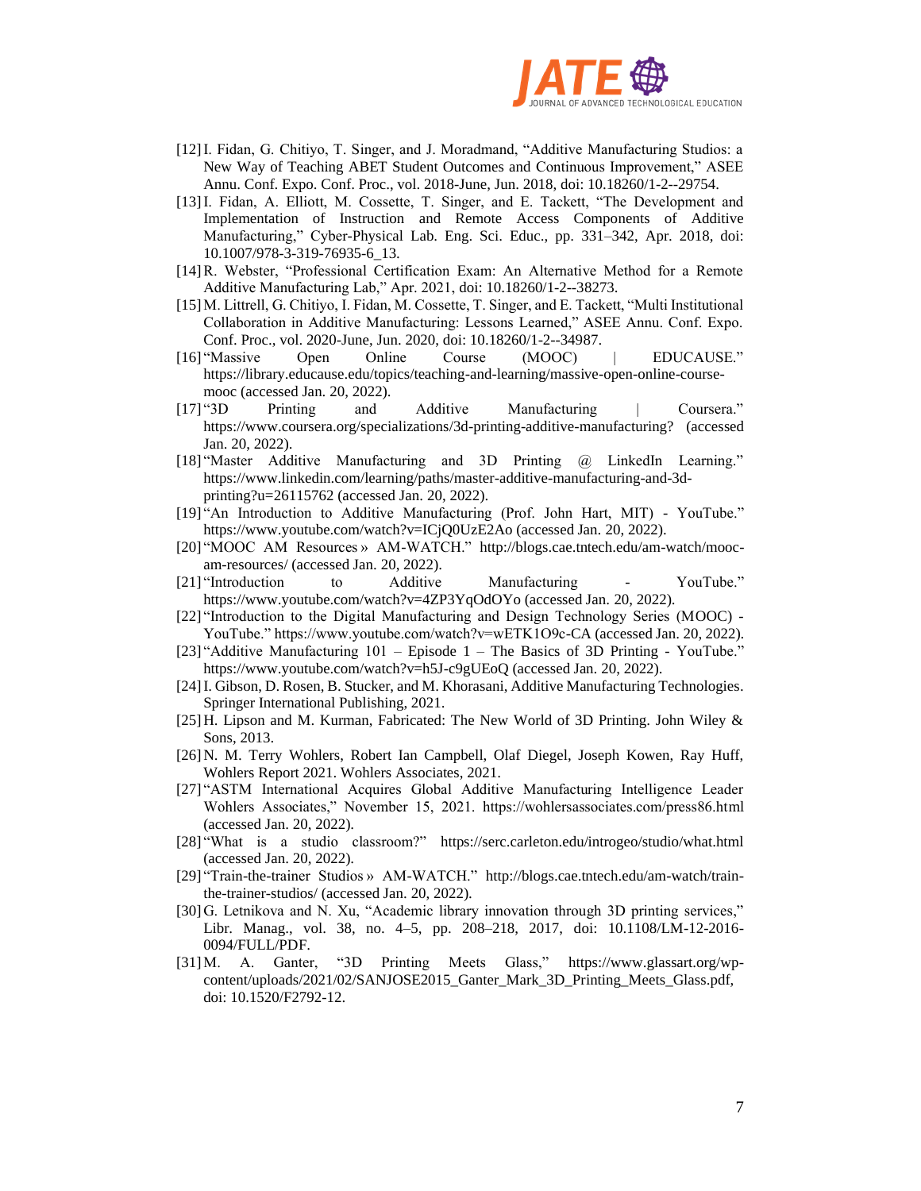[12] I. Fidan, G. Chitiyo, T. Singer, and J. Moradmand, "Additive Manufacturing Studios: a New Way of Teaching ABET Student Outcomes and Continuous Improvement," ASEE Annu. Conf. Expo. Conf. Proc., vol. 2018-June, Jun. 2018, doi: 10.18260/1-2--29754.

[13] I. Fidan, A. Elliott, M. Cossette, T. Singer, and E. Tackett, "The Development and Implementation of Instruction and Remote Access Components of Additive Manufacturing," Cyber-Physical Lab. Eng. Sci. Educ., pp. 331–342, Apr. 2018, doi: 10.1007/978-3-319-76935-6_13.

[14] R. Webster, "Professional Certification Exam: An Alternative Method for a Remote Additive Manufacturing Lab," Apr. 2021, doi: 10.18260/1-2--38273.

[15] M. Littrell, G. Chitiyo, I. Fidan, M. Cossette, T. Singer, and E. Tackett, "Multi Institutional Collaboration in Additive Manufacturing: Lessons Learned," ASEE Annu. Conf. Expo. Conf. Proc., vol. 2020-June, Jun. 2020, doi: 10.18260/1-2--34987.

[16] "Massive Open Online Course (MOOC) | EDUCAUSE." https://library.educause.edu/topics/teaching-and-learning/massive-open-online-course-mooc (accessed Jan. 20, 2022).

[17] "3D Printing and Additive Manufacturing | Coursera." https://www.coursera.org/specializations/3d-printing-additive-manufacturing? (accessed Jan. 20, 2022).

[18] "Master Additive Manufacturing and 3D Printing @ LinkedIn Learning." https://www.linkedin.com/learning/paths/master-additive-manufacturing-and-3d-printing?u=26115762 (accessed Jan. 20, 2022).

[19] "An Introduction to Additive Manufacturing (Prof. John Hart, MIT) - YouTube." https://www.youtube.com/watch?v=ICjQ0UzE2Ao (accessed Jan. 20, 2022).

[20] "MOOC AM Resources » AM-WATCH." http://blogs.cae.tntech.edu/am-watch/mooc-am-resources/ (accessed Jan. 20, 2022).

[21] "Introduction to Additive Manufacturing - YouTube." https://www.youtube.com/watch?v=4ZP3YqOdOYo (accessed Jan. 20, 2022).

[22] "Introduction to the Digital Manufacturing and Design Technology Series (MOOC) - YouTube." https://www.youtube.com/watch?v=wETK1O9c-CA (accessed Jan. 20, 2022).

[23] "Additive Manufacturing 101 – Episode 1 – The Basics of 3D Printing - YouTube." https://www.youtube.com/watch?v=h5J-c9gUEoQ (accessed Jan. 20, 2022).

[24] I. Gibson, D. Rosen, B. Stucker, and M. Khorasani, Additive Manufacturing Technologies. Springer International Publishing, 2021.

[25] H. Lipson and M. Kurman, Fabricated: The New World of 3D Printing. John Wiley & Sons, 2013.

[26] N. M. Terry Wohlers, Robert Ian Campbell, Olaf Diegel, Joseph Kowen, Ray Huff, Wohlers Report 2021. Wohlers Associates, 2021.

[27] "ASTM International Acquires Global Additive Manufacturing Intelligence Leader Wohlers Associates," November 15, 2021. https://wohlersassociates.com/press86.html (accessed Jan. 20, 2022).

[28] "What is a studio classroom?" https://serc.carleton.edu/introgeo/studio/what.html (accessed Jan. 20, 2022).

[29] "Train-the-trainer Studios » AM-WATCH." http://blogs.cae.tntech.edu/am-watch/train-the-trainer-studios/ (accessed Jan. 20, 2022).

[30] G. Letnikova and N. Xu, "Academic library innovation through 3D printing services," Libr. Manag., vol. 38, no. 4–5, pp. 208–218, 2017, doi: 10.1108/LM-12-2016-0094/FULL/PDF.

[31] M. A. Ganter, "3D Printing Meets Glass," https://www.glassart.org/wp-content/uploads/2021/02/SANJOSE2015_Ganter_Mark_3D_Printing_Meets_Glass.pdf, doi: 10.1520/F2792-12.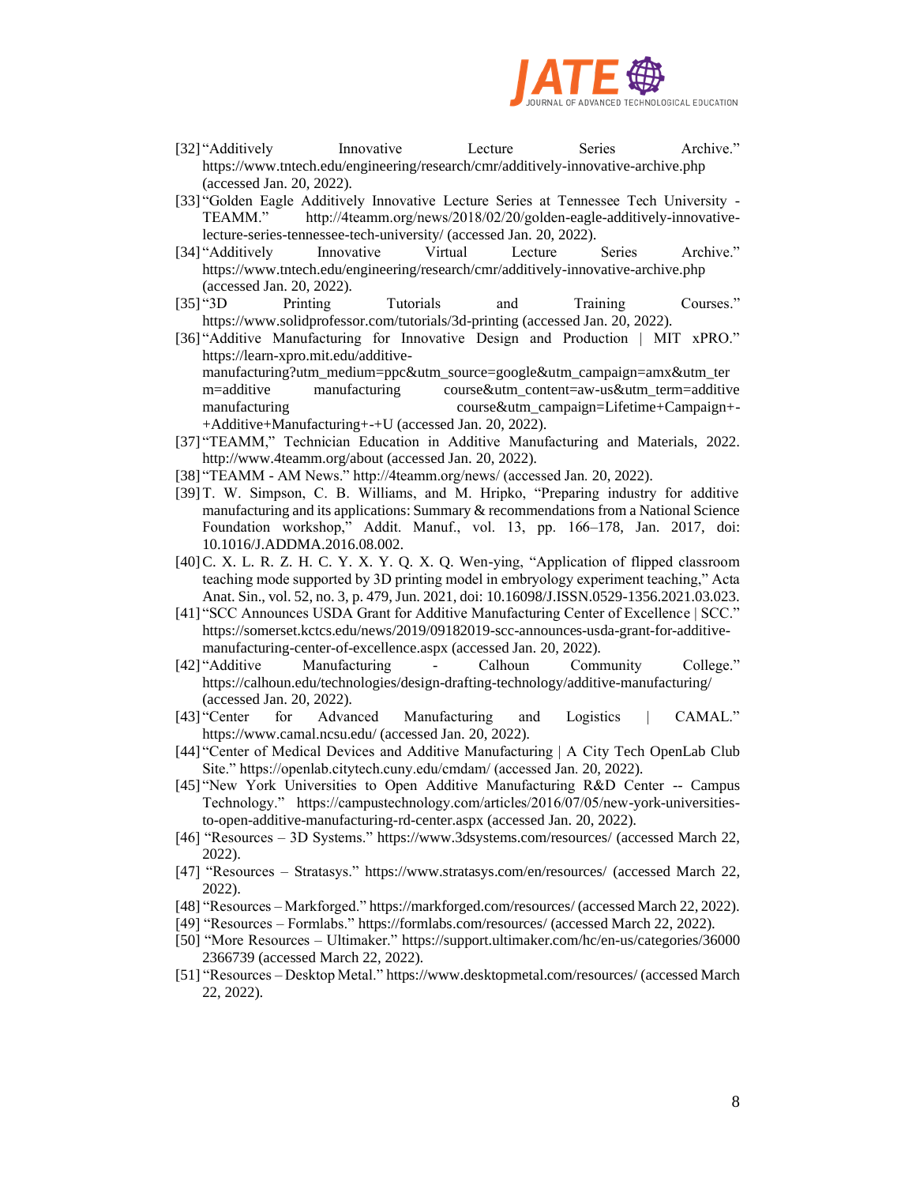[32] "Additively Innovative Lecture Series Archive." https://www.tntech.edu/engineering/research/cmr/additively-innovative-archive.php (accessed Jan. 20, 2022).

[33] "Golden Eagle Additively Innovative Lecture Series at Tennessee Tech University - TEAMM." http://4teamm.org/news/2018/02/20/golden-eagle-additively-innovative-lecture-series-tennessee-tech-university/ (accessed Jan. 20, 2022).

[34] "Additively Innovative Virtual Lecture Series Archive." https://www.tntech.edu/engineering/research/cmr/additively-innovative-archive.php (accessed Jan. 20, 2022).

[35] "3D Printing Tutorials and Training Courses." https://www.solidprofessor.com/tutorials/3d-printing (accessed Jan. 20, 2022).

[36] "Additive Manufacturing for Innovative Design and Production | MIT xPRO." https://learn-xpro.mit.edu/additive-manufacturing?utm_medium=ppc&utm_source=google&utm_campaign=amx&utm_term=additive manufacturing course&utm_content=aw-us&utm_term=additive manufacturing course&utm_campaign=Lifetime+Campaign+-+Additive+Manufacturing+-+U (accessed Jan. 20, 2022).

[37] "TEAMM," Technician Education in Additive Manufacturing and Materials, 2022. http://www.4teamm.org/about (accessed Jan. 20, 2022).

[38] "TEAMM - AM News." http://4teamm.org/news/ (accessed Jan. 20, 2022).

[39] T. W. Simpson, C. B. Williams, and M. Hripko, "Preparing industry for additive manufacturing and its applications: Summary & recommendations from a National Science Foundation workshop," Addit. Manuf., vol. 13, pp. 166–178, Jan. 2017, doi: 10.1016/J.ADDMA.2016.08.002.

[40] C. X. L. R. Z. H. C. Y. X. Y. Q. X. Q. Wen-ying, "Application of flipped classroom teaching mode supported by 3D printing model in embryology experiment teaching," Acta Anat. Sin., vol. 52, no. 3, p. 479, Jun. 2021, doi: 10.16098/J.ISSN.0529-1356.2021.03.023.

[41] "SCC Announces USDA Grant for Additive Manufacturing Center of Excellence | SCC." https://somerset.kctcs.edu/news/2019/09182019-scc-announces-usda-grant-for-additive-manufacturing-center-of-excellence.aspx (accessed Jan. 20, 2022).

[42] "Additive Manufacturing - Calhoun Community College." https://calhoun.edu/technologies/design-drafting-technology/additive-manufacturing/ (accessed Jan. 20, 2022).

[43] "Center for Advanced Manufacturing and Logistics | CAMAL." https://www.camal.ncsu.edu/ (accessed Jan. 20, 2022).

[44] "Center of Medical Devices and Additive Manufacturing | A City Tech OpenLab Club Site." https://openlab.citytech.cuny.edu/cmdam/ (accessed Jan. 20, 2022).

[45] "New York Universities to Open Additive Manufacturing R&D Center -- Campus Technology." https://campustechnology.com/articles/2016/07/05/new-york-universities-to-open-additive-manufacturing-rd-center.aspx (accessed Jan. 20, 2022).

[46] "Resources – 3D Systems." https://www.3dsystems.com/resources/ (accessed March 22, 2022).

[47] "Resources – Stratasys." https://www.stratasys.com/en/resources/ (accessed March 22, 2022).

[48] "Resources – Markforged." https://markforged.com/resources/ (accessed March 22, 2022).

[49] "Resources – Formlabs." https://formlabs.com/resources/ (accessed March 22, 2022).

[50] "More Resources – Ultimaker." https://support.ultimaker.com/hc/en-us/categories/360002366739 (accessed March 22, 2022).

[51] "Resources – Desktop Metal." https://www.desktopmetal.com/resources/ (accessed March 22, 2022).